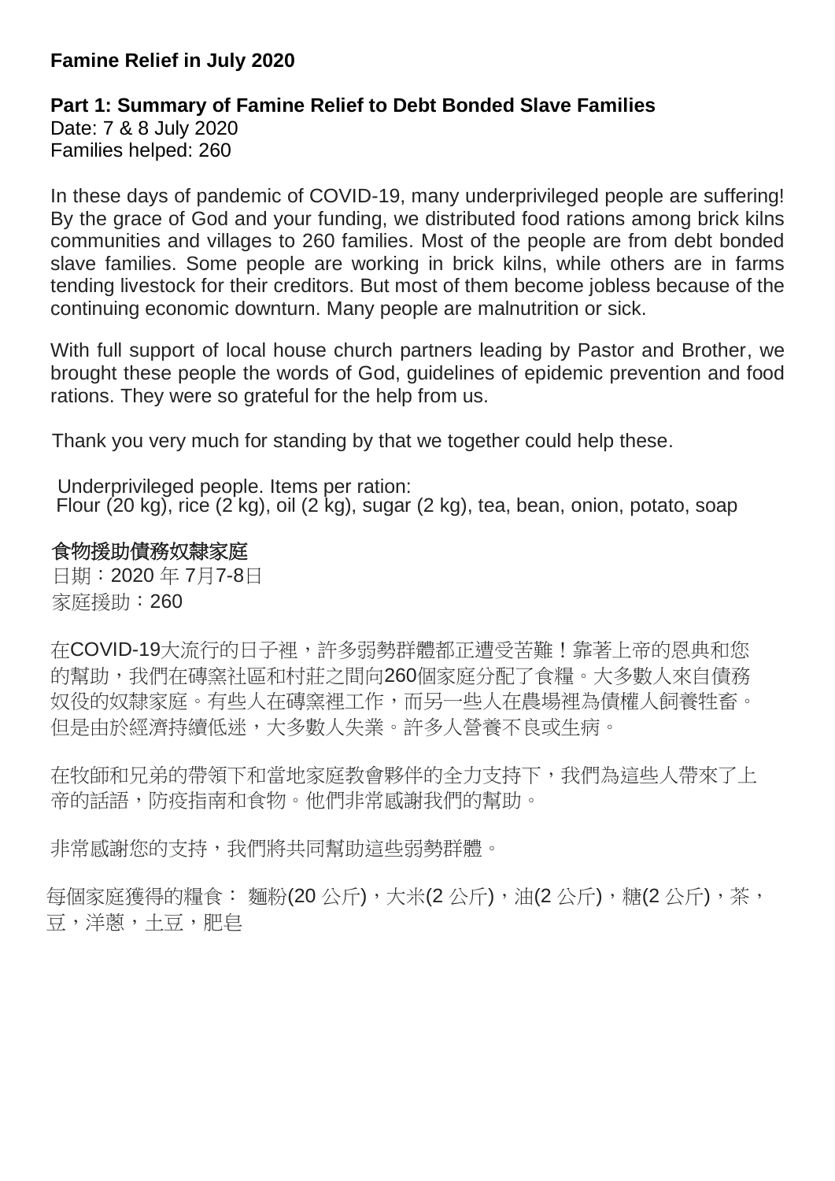**Famine Relief in July 2020**

**Part 1: Summary of Famine Relief to Debt Bonded Slave Families**
Date: 7 & 8 July 2020
Families helped: 260

In these days of pandemic of COVID-19, many underprivileged people are suffering! By the grace of God and your funding, we distributed food rations among brick kilns communities and villages to 260 families. Most of the people are from debt bonded slave families. Some people are working in brick kilns, while others are in farms tending livestock for their creditors. But most of them become jobless because of the continuing economic downturn. Many people are malnutrition or sick.

With full support of local house church partners leading by Pastor and Brother, we brought these people the words of God, guidelines of epidemic prevention and food rations. They were so grateful for the help from us.

Thank you very much for standing by that we together could help these.

Underprivileged people. Items per ration:
Flour (20 kg), rice (2 kg), oil (2 kg), sugar (2 kg), tea, bean, onion, potato, soap

食物援助債務奴隸家庭
日期：2020 年 7月7-8日
家庭援助：260

在COVID-19大流行的日子裡，許多弱勢群體都正遭受苦難！靠著上帝的恩典和您的幫助，我們在磚窯社區和村莊之間向260個家庭分配了食糧。大多數人來自債務奴役的奴隸家庭。有些人在磚窯裡工作，而另一些人在農場裡為債權人飼養牲畜。但是由於經濟持續低迷，大多數人失業。許多人營養不良或生病。

在牧師和兄弟的帶領下和當地家庭教會夥伴的全力支持下，我們為這些人帶來了上帝的話語，防疫指南和食物。他們非常感謝我們的幫助。

非常感謝您的支持，我們將共同幫助這些弱勢群體。

每個家庭獲得的糧食： 麵粉(20 公斤)，大米(2 公斤)，油(2 公斤)，糖(2 公斤)，茶，豆，洋蔥，土豆，肥皂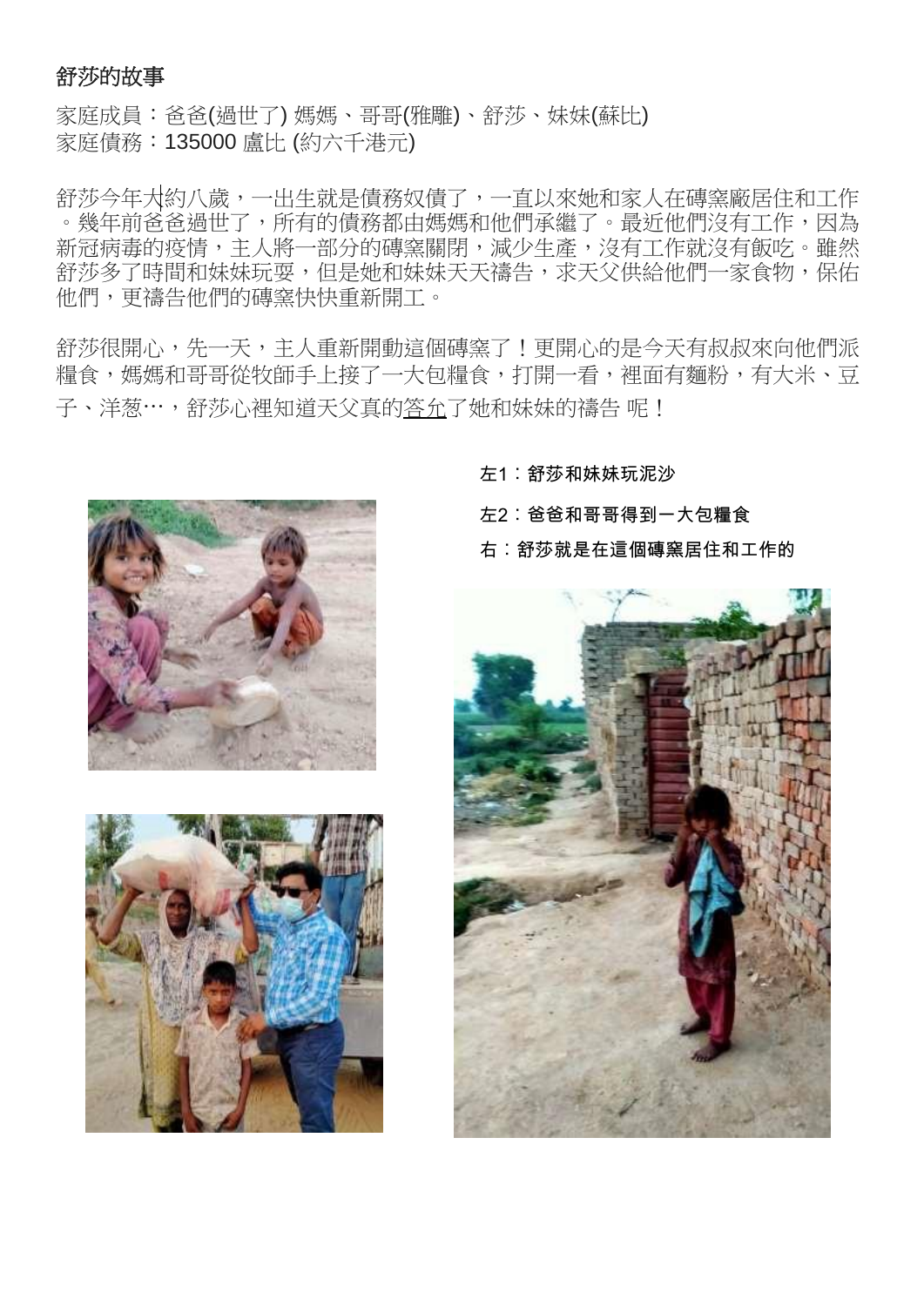# 舒莎的故事

家庭成員：爸爸(過世了) 媽媽、哥哥(雅雕)、舒莎、妹妹(蘇比)
家庭債務：135000 盧比 (約六千港元)

舒莎今年大約八歲，一出生就是債務奴債了，一直以來她和家人在磚窯廠居住和工作。幾年前爸爸過世了，所有的債務都由媽媽和他們承繼了。最近他們沒有工作，因為新冠病毒的疫情，主人將一部分的磚窯關閉，減少生產，沒有工作就沒有飯吃。雖然舒莎多了時間和妹妹玩耍，但是她和妹妹天天禱告，求天父供給他們一家食物，保佑他們，更禱告他們的磚窯快快重新開工。

舒莎很開心，先一天，主人重新開動這個磚窯了！更開心的是今天有叔叔來向他們派糧食，媽媽和哥哥從牧師手上接了一大包糧食，打開一看，裡面有麵粉，有大米、豆子、洋葱…，舒莎心裡知道天父真的答允了她和妹妹的禱告 呢！

**左1：舒莎和妹妹玩泥沙**

**左2：爸爸和哥哥得到一大包糧食**

**右：舒莎就是在這個磚窯居住和工作的**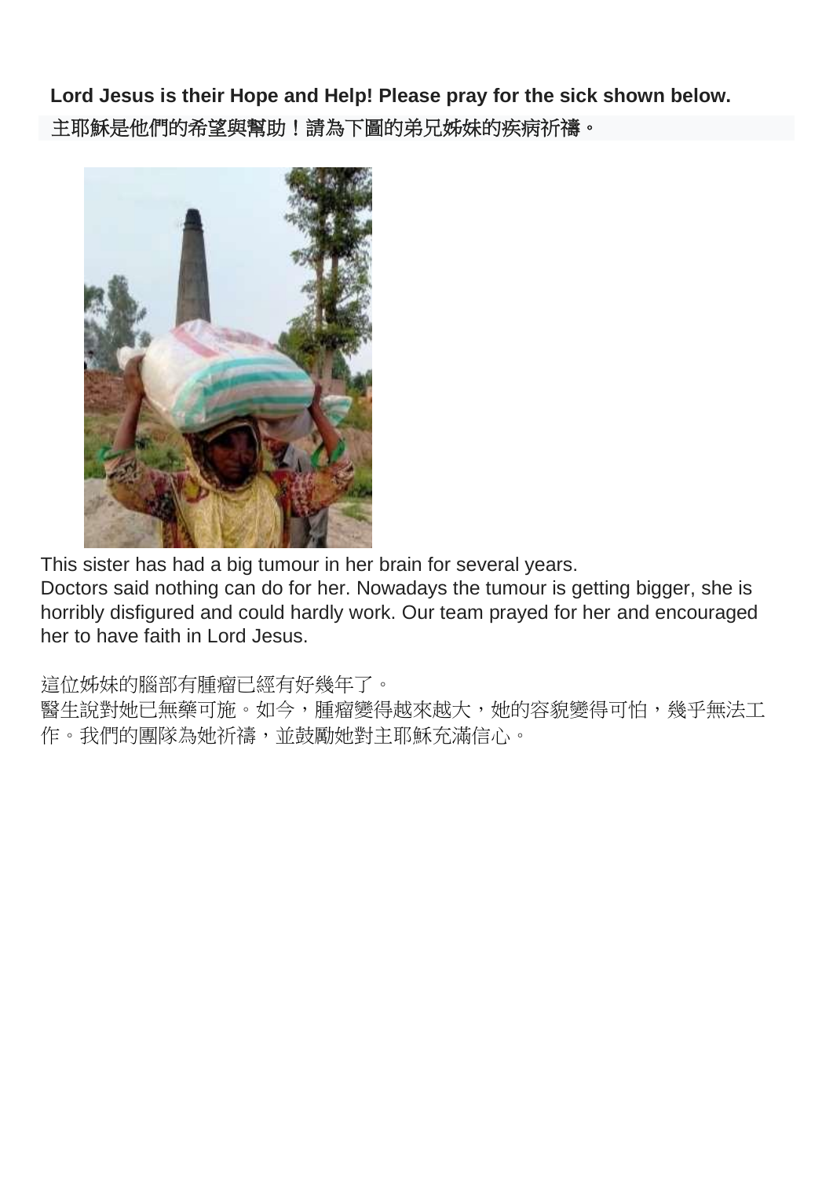**Lord Jesus is their Hope and Help! Please pray for the sick shown below.**

主耶穌是他們的希望與幫助！請為下圖的弟兄姊妹的疾病祈禱。

This sister has had a big tumour in her brain for several years.
Doctors said nothing can do for her. Nowadays the tumour is getting bigger, she is horribly disfigured and could hardly work. Our team prayed for her and encouraged her to have faith in Lord Jesus.

這位姊妹的腦部有腫瘤已經有好幾年了。
醫生說對她已無藥可施。如今，腫瘤變得越來越大，她的容貌變得可怕，幾乎無法工作。我們的團隊為她祈禱，並鼓勵她對主耶穌充滿信心。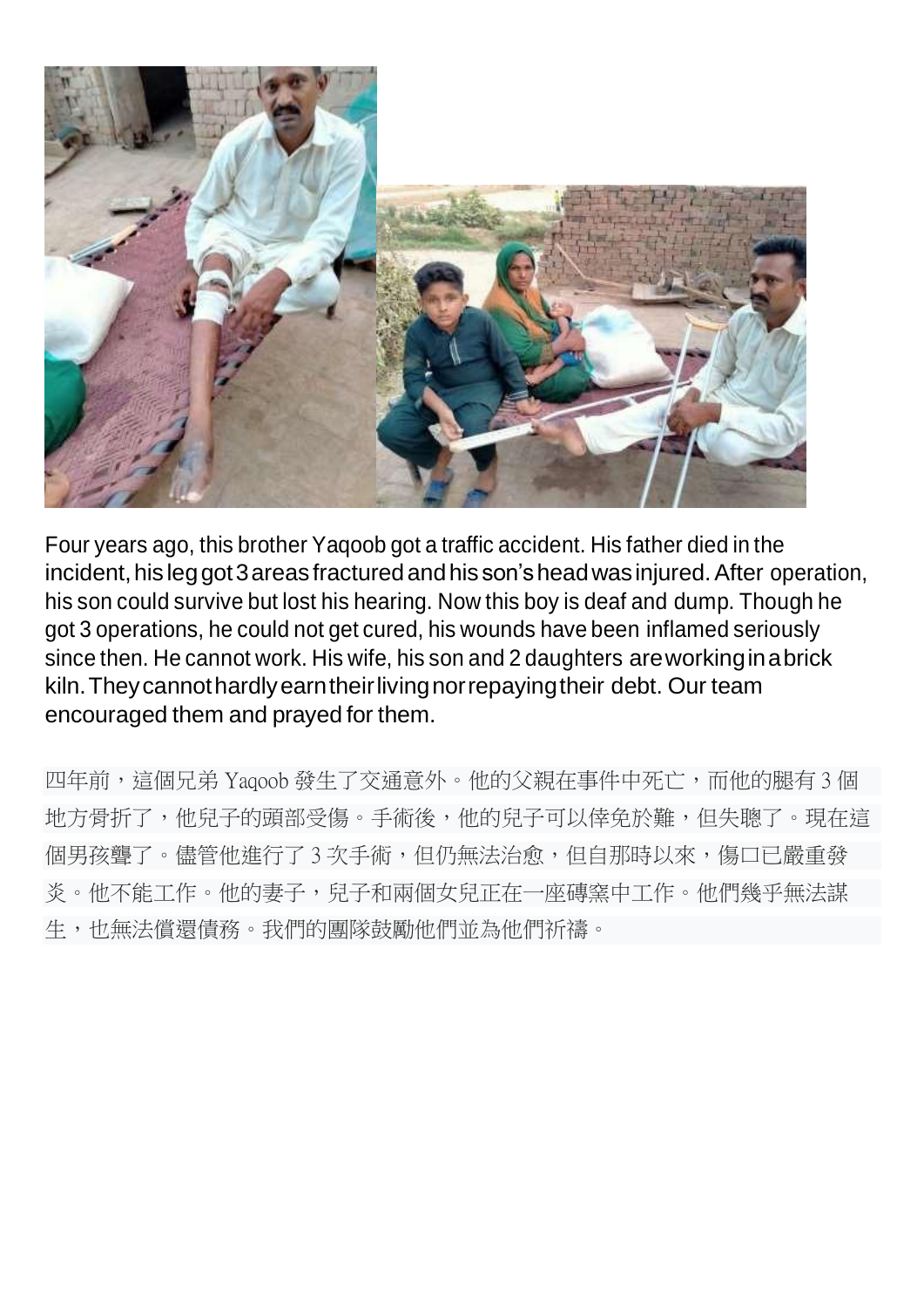Four years ago, this brother Yaqoob got a traffic accident. His father died in the incident, his leg got 3 areas fractured and his son's head was injured. After operation, his son could survive but lost his hearing. Now this boy is deaf and dump. Though he got 3 operations, he could not get cured, his wounds have been inflamed seriously since then. He cannot work. His wife, his son and 2 daughters are working in a brick kiln. They cannot hardly earn their living nor repaying their debt. Our team encouraged them and prayed for them.

四年前，這個兄弟 Yaqoob 發生了交通意外。他的父親在事件中死亡，而他的腿有 3 個地方骨折了，他兒子的頭部受傷。手術後，他的兒子可以倖免於難，但失聰了。現在這個男孩聾了。儘管他進行了 3 次手術，但仍無法治愈，但自那時以來，傷口已嚴重發炎。他不能工作。他的妻子，兒子和兩個女兒正在一座磚窯中工作。他們幾乎無法謀生，也無法償還債務。我們的團隊鼓勵他們並為他們祈禱。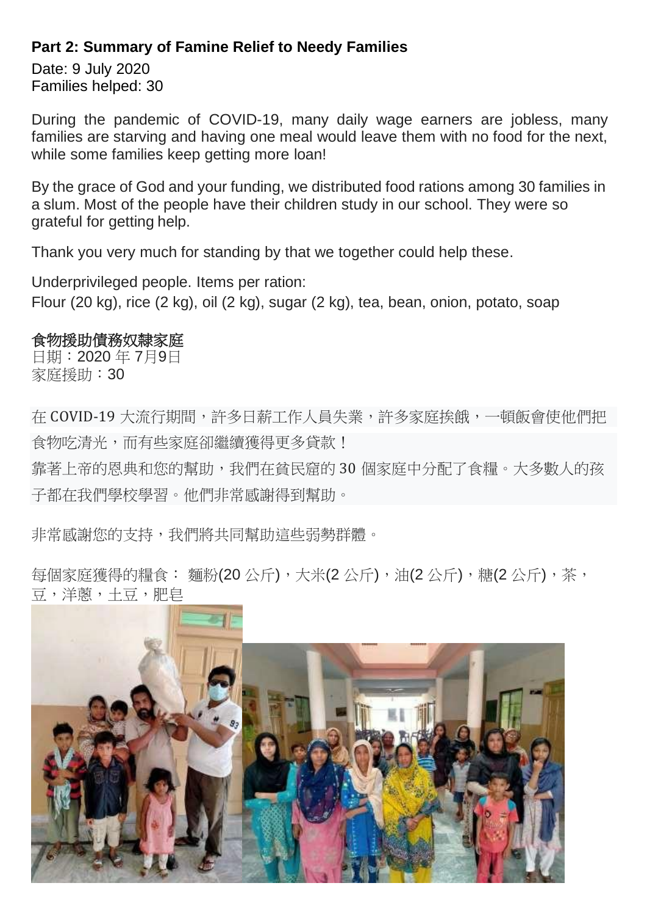**Part 2: Summary of Famine Relief to Needy Families**

Date: 9 July 2020
Families helped: 30

During the pandemic of COVID-19, many daily wage earners are jobless, many families are starving and having one meal would leave them with no food for the next, while some families keep getting more loan!

By the grace of God and your funding, we distributed food rations among 30 families in a slum. Most of the people have their children study in our school. They were so grateful for getting help.

Thank you very much for standing by that we together could help these.

Underprivileged people. Items per ration:
Flour (20 kg), rice (2 kg), oil (2 kg), sugar (2 kg), tea, bean, onion, potato, soap

食物援助債務奴隸家庭
日期：2020 年 7月9日
家庭援助：30

在 COVID-19 大流行期間，許多日薪工作人員失業，許多家庭挨餓，一頓飯會使他們把食物吃清光，而有些家庭卻繼續獲得更多貸款！

靠著上帝的恩典和您的幫助，我們在貧民窟的 30 個家庭中分配了食糧。大多數人的孩子都在我們學校學習。他們非常感謝得到幫助。

非常感謝您的支持，我們將共同幫助這些弱勢群體。

每個家庭獲得的糧食： 麵粉(20 公斤)，大米(2 公斤)，油(2 公斤)，糖(2 公斤)，茶，豆，洋蔥，土豆，肥皂